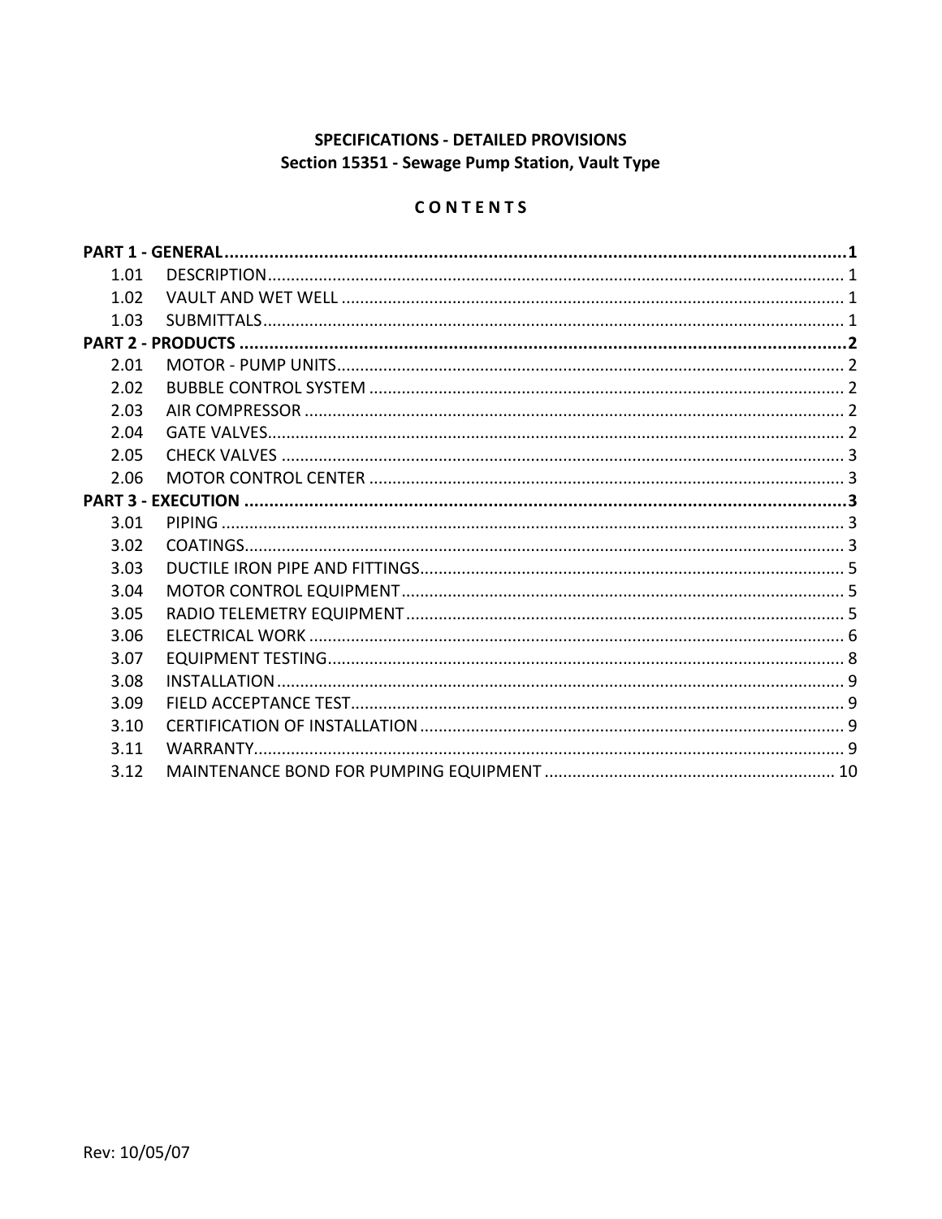# SPECIFICATIONS - DETAILED PROVISIONS
## Section 15351 - Sewage Pump Station, Vault Type

### CONTENTS

**PART 1 - GENERAL** .......... **1**

1.01 DESCRIPTION .......... 1
1.02 VAULT AND WET WELL .......... 1
1.03 SUBMITTALS .......... 1

**PART 2 - PRODUCTS** .......... **2**

2.01 MOTOR - PUMP UNITS .......... 2
2.02 BUBBLE CONTROL SYSTEM .......... 2
2.03 AIR COMPRESSOR .......... 2
2.04 GATE VALVES .......... 2
2.05 CHECK VALVES .......... 3
2.06 MOTOR CONTROL CENTER .......... 3

**PART 3 - EXECUTION** .......... **3**

3.01 PIPING .......... 3
3.02 COATINGS .......... 3
3.03 DUCTILE IRON PIPE AND FITTINGS .......... 5
3.04 MOTOR CONTROL EQUIPMENT .......... 5
3.05 RADIO TELEMETRY EQUIPMENT .......... 5
3.06 ELECTRICAL WORK .......... 6
3.07 EQUIPMENT TESTING .......... 8
3.08 INSTALLATION .......... 9
3.09 FIELD ACCEPTANCE TEST .......... 9
3.10 CERTIFICATION OF INSTALLATION .......... 9
3.11 WARRANTY .......... 9
3.12 MAINTENANCE BOND FOR PUMPING EQUIPMENT .......... 10

Rev: 10/05/07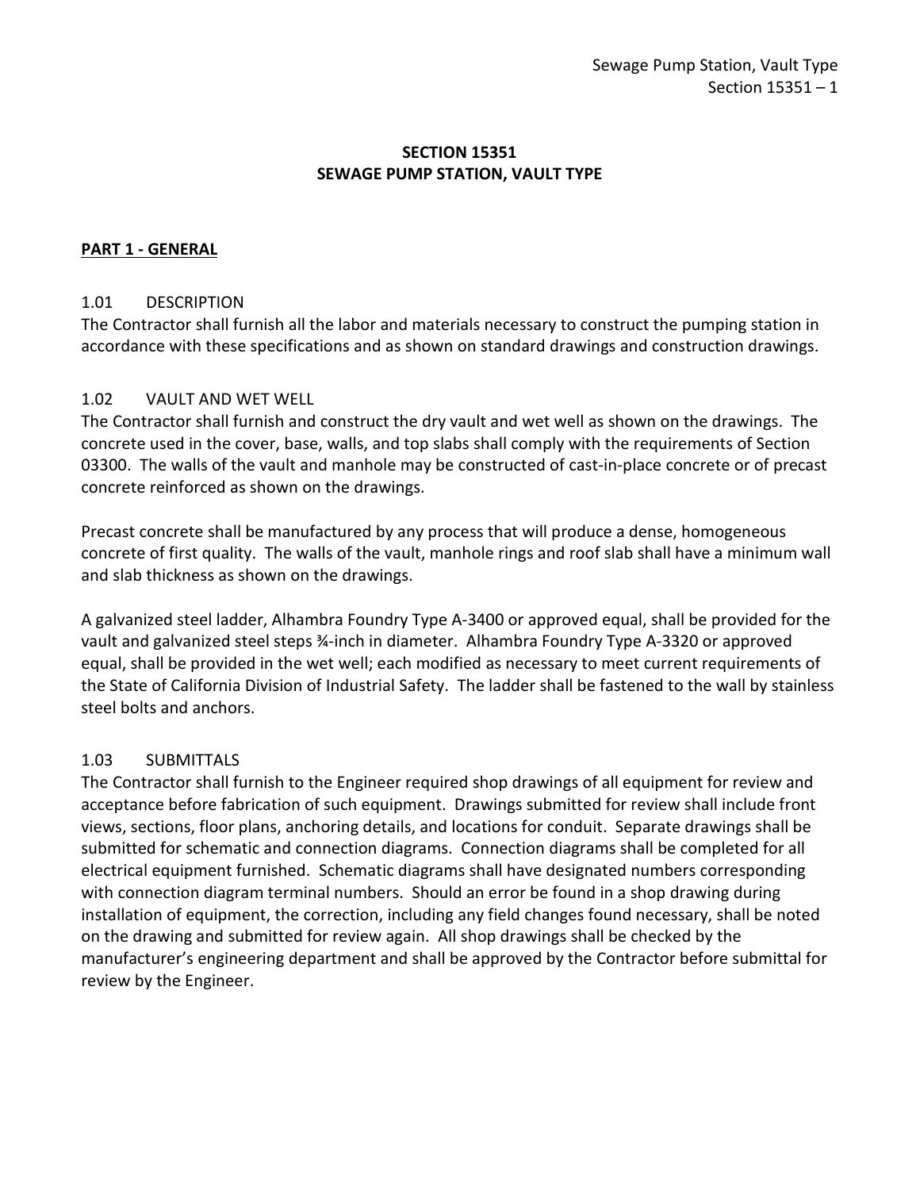# SECTION 15351
# SEWAGE PUMP STATION, VAULT TYPE

## PART 1 - GENERAL

### 1.01 DESCRIPTION

The Contractor shall furnish all the labor and materials necessary to construct the pumping station in accordance with these specifications and as shown on standard drawings and construction drawings.

### 1.02 VAULT AND WET WELL

The Contractor shall furnish and construct the dry vault and wet well as shown on the drawings. The concrete used in the cover, base, walls, and top slabs shall comply with the requirements of Section 03300. The walls of the vault and manhole may be constructed of cast-in-place concrete or of precast concrete reinforced as shown on the drawings.

Precast concrete shall be manufactured by any process that will produce a dense, homogeneous concrete of first quality. The walls of the vault, manhole rings and roof slab shall have a minimum wall and slab thickness as shown on the drawings.

A galvanized steel ladder, Alhambra Foundry Type A-3400 or approved equal, shall be provided for the vault and galvanized steel steps ¾-inch in diameter. Alhambra Foundry Type A-3320 or approved equal, shall be provided in the wet well; each modified as necessary to meet current requirements of the State of California Division of Industrial Safety. The ladder shall be fastened to the wall by stainless steel bolts and anchors.

### 1.03 SUBMITTALS

The Contractor shall furnish to the Engineer required shop drawings of all equipment for review and acceptance before fabrication of such equipment. Drawings submitted for review shall include front views, sections, floor plans, anchoring details, and locations for conduit. Separate drawings shall be submitted for schematic and connection diagrams. Connection diagrams shall be completed for all electrical equipment furnished. Schematic diagrams shall have designated numbers corresponding with connection diagram terminal numbers. Should an error be found in a shop drawing during installation of equipment, the correction, including any field changes found necessary, shall be noted on the drawing and submitted for review again. All shop drawings shall be checked by the manufacturer's engineering department and shall be approved by the Contractor before submittal for review by the Engineer.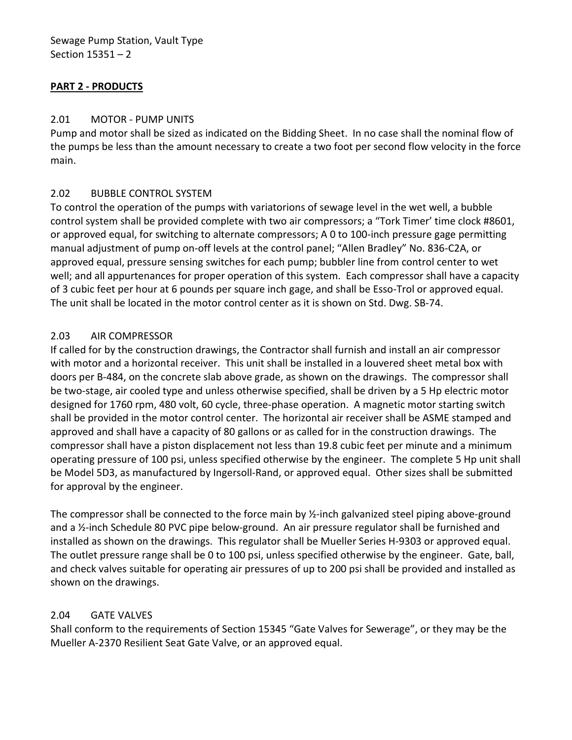## PART 2 - PRODUCTS

### 2.01 MOTOR - PUMP UNITS

Pump and motor shall be sized as indicated on the Bidding Sheet. In no case shall the nominal flow of the pumps be less than the amount necessary to create a two foot per second flow velocity in the force main.

### 2.02 BUBBLE CONTROL SYSTEM

To control the operation of the pumps with variatorions of sewage level in the wet well, a bubble control system shall be provided complete with two air compressors; a "Tork Timer' time clock #8601, or approved equal, for switching to alternate compressors; A 0 to 100-inch pressure gage permitting manual adjustment of pump on-off levels at the control panel; "Allen Bradley" No. 836-C2A, or approved equal, pressure sensing switches for each pump; bubbler line from control center to wet well; and all appurtenances for proper operation of this system. Each compressor shall have a capacity of 3 cubic feet per hour at 6 pounds per square inch gage, and shall be Esso-Trol or approved equal. The unit shall be located in the motor control center as it is shown on Std. Dwg. SB-74.

### 2.03 AIR COMPRESSOR

If called for by the construction drawings, the Contractor shall furnish and install an air compressor with motor and a horizontal receiver. This unit shall be installed in a louvered sheet metal box with doors per B-484, on the concrete slab above grade, as shown on the drawings. The compressor shall be two-stage, air cooled type and unless otherwise specified, shall be driven by a 5 Hp electric motor designed for 1760 rpm, 480 volt, 60 cycle, three-phase operation. A magnetic motor starting switch shall be provided in the motor control center. The horizontal air receiver shall be ASME stamped and approved and shall have a capacity of 80 gallons or as called for in the construction drawings. The compressor shall have a piston displacement not less than 19.8 cubic feet per minute and a minimum operating pressure of 100 psi, unless specified otherwise by the engineer. The complete 5 Hp unit shall be Model 5D3, as manufactured by Ingersoll-Rand, or approved equal. Other sizes shall be submitted for approval by the engineer.

The compressor shall be connected to the force main by ½-inch galvanized steel piping above-ground and a ½-inch Schedule 80 PVC pipe below-ground. An air pressure regulator shall be furnished and installed as shown on the drawings. This regulator shall be Mueller Series H-9303 or approved equal. The outlet pressure range shall be 0 to 100 psi, unless specified otherwise by the engineer. Gate, ball, and check valves suitable for operating air pressures of up to 200 psi shall be provided and installed as shown on the drawings.

### 2.04 GATE VALVES

Shall conform to the requirements of Section 15345 "Gate Valves for Sewerage", or they may be the Mueller A-2370 Resilient Seat Gate Valve, or an approved equal.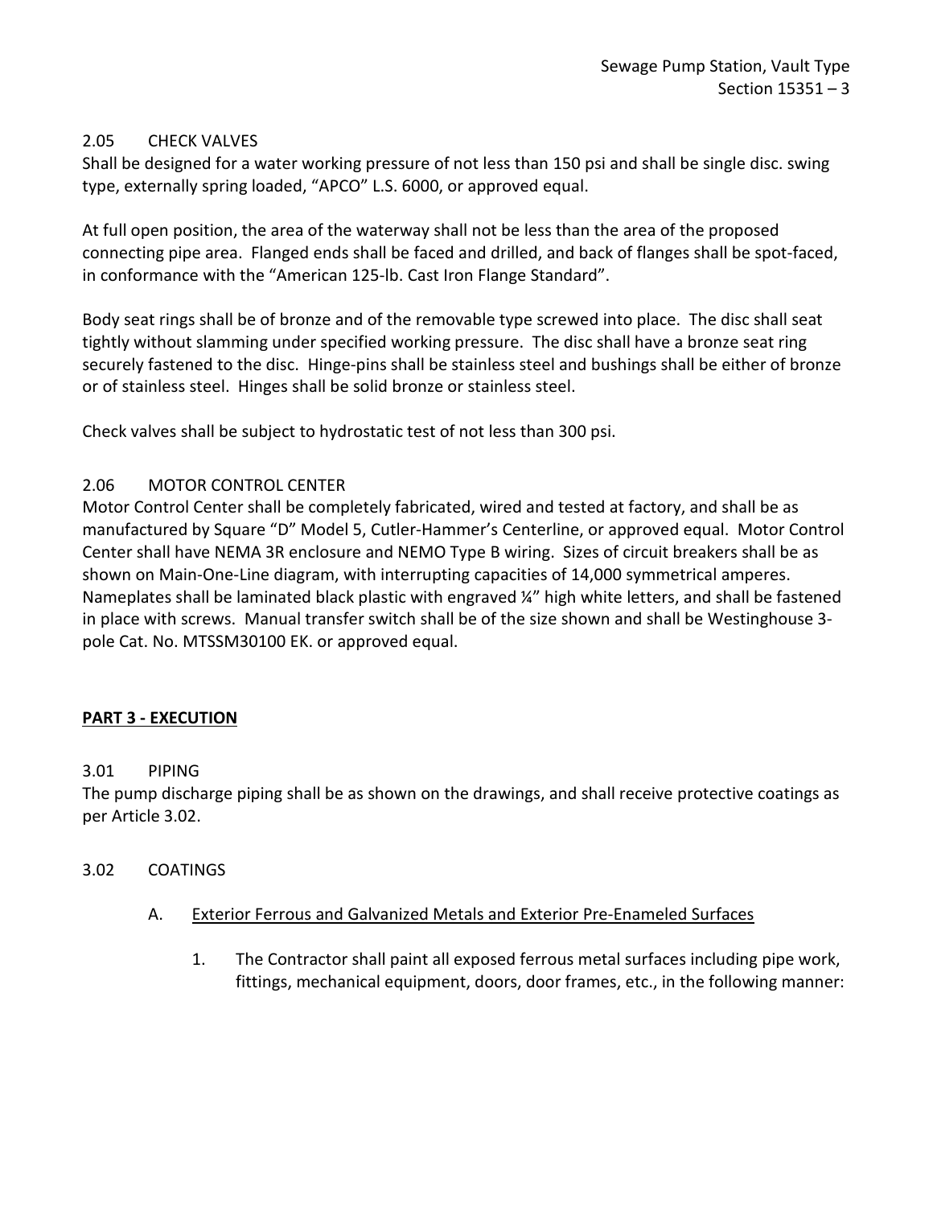### 2.05 CHECK VALVES

Shall be designed for a water working pressure of not less than 150 psi and shall be single disc. swing type, externally spring loaded, "APCO" L.S. 6000, or approved equal.

At full open position, the area of the waterway shall not be less than the area of the proposed connecting pipe area. Flanged ends shall be faced and drilled, and back of flanges shall be spot-faced, in conformance with the "American 125-lb. Cast Iron Flange Standard".

Body seat rings shall be of bronze and of the removable type screwed into place. The disc shall seat tightly without slamming under specified working pressure. The disc shall have a bronze seat ring securely fastened to the disc. Hinge-pins shall be stainless steel and bushings shall be either of bronze or of stainless steel. Hinges shall be solid bronze or stainless steel.

Check valves shall be subject to hydrostatic test of not less than 300 psi.

### 2.06 MOTOR CONTROL CENTER

Motor Control Center shall be completely fabricated, wired and tested at factory, and shall be as manufactured by Square "D" Model 5, Cutler-Hammer's Centerline, or approved equal. Motor Control Center shall have NEMA 3R enclosure and NEMO Type B wiring. Sizes of circuit breakers shall be as shown on Main-One-Line diagram, with interrupting capacities of 14,000 symmetrical amperes. Nameplates shall be laminated black plastic with engraved ¼" high white letters, and shall be fastened in place with screws. Manual transfer switch shall be of the size shown and shall be Westinghouse 3-pole Cat. No. MTSSM30100 EK. or approved equal.

## PART 3 - EXECUTION

### 3.01 PIPING

The pump discharge piping shall be as shown on the drawings, and shall receive protective coatings as per Article 3.02.

### 3.02 COATINGS

A. Exterior Ferrous and Galvanized Metals and Exterior Pre-Enameled Surfaces

1. The Contractor shall paint all exposed ferrous metal surfaces including pipe work, fittings, mechanical equipment, doors, door frames, etc., in the following manner: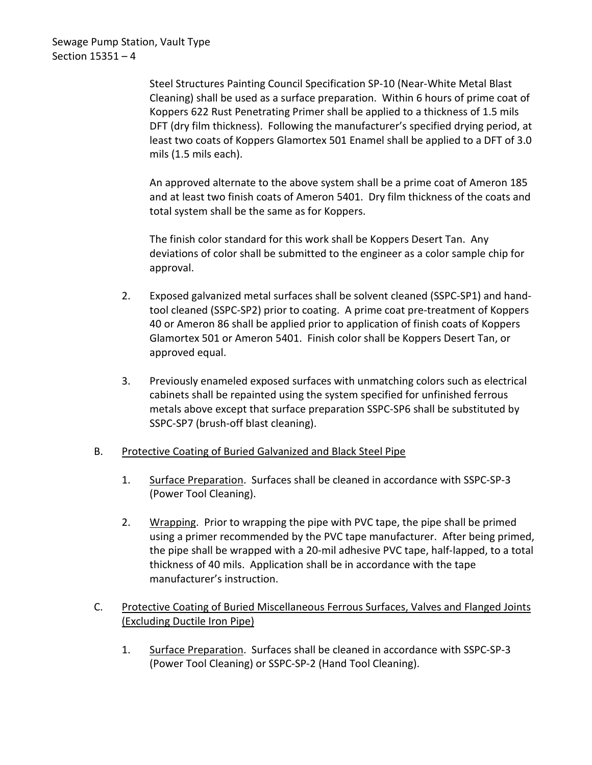Steel Structures Painting Council Specification SP-10 (Near-White Metal Blast Cleaning) shall be used as a surface preparation. Within 6 hours of prime coat of Koppers 622 Rust Penetrating Primer shall be applied to a thickness of 1.5 mils DFT (dry film thickness). Following the manufacturer's specified drying period, at least two coats of Koppers Glamortex 501 Enamel shall be applied to a DFT of 3.0 mils (1.5 mils each).

An approved alternate to the above system shall be a prime coat of Ameron 185 and at least two finish coats of Ameron 5401. Dry film thickness of the coats and total system shall be the same as for Koppers.

The finish color standard for this work shall be Koppers Desert Tan. Any deviations of color shall be submitted to the engineer as a color sample chip for approval.

2. Exposed galvanized metal surfaces shall be solvent cleaned (SSPC-SP1) and hand-tool cleaned (SSPC-SP2) prior to coating. A prime coat pre-treatment of Koppers 40 or Ameron 86 shall be applied prior to application of finish coats of Koppers Glamortex 501 or Ameron 5401. Finish color shall be Koppers Desert Tan, or approved equal.

3. Previously enameled exposed surfaces with unmatching colors such as electrical cabinets shall be repainted using the system specified for unfinished ferrous metals above except that surface preparation SSPC-SP6 shall be substituted by SSPC-SP7 (brush-off blast cleaning).

B. <u>Protective Coating of Buried Galvanized and Black Steel Pipe</u>

1. <u>Surface Preparation</u>. Surfaces shall be cleaned in accordance with SSPC-SP-3 (Power Tool Cleaning).

2. <u>Wrapping</u>. Prior to wrapping the pipe with PVC tape, the pipe shall be primed using a primer recommended by the PVC tape manufacturer. After being primed, the pipe shall be wrapped with a 20-mil adhesive PVC tape, half-lapped, to a total thickness of 40 mils. Application shall be in accordance with the tape manufacturer's instruction.

C. <u>Protective Coating of Buried Miscellaneous Ferrous Surfaces, Valves and Flanged Joints (Excluding Ductile Iron Pipe)</u>

1. <u>Surface Preparation</u>. Surfaces shall be cleaned in accordance with SSPC-SP-3 (Power Tool Cleaning) or SSPC-SP-2 (Hand Tool Cleaning).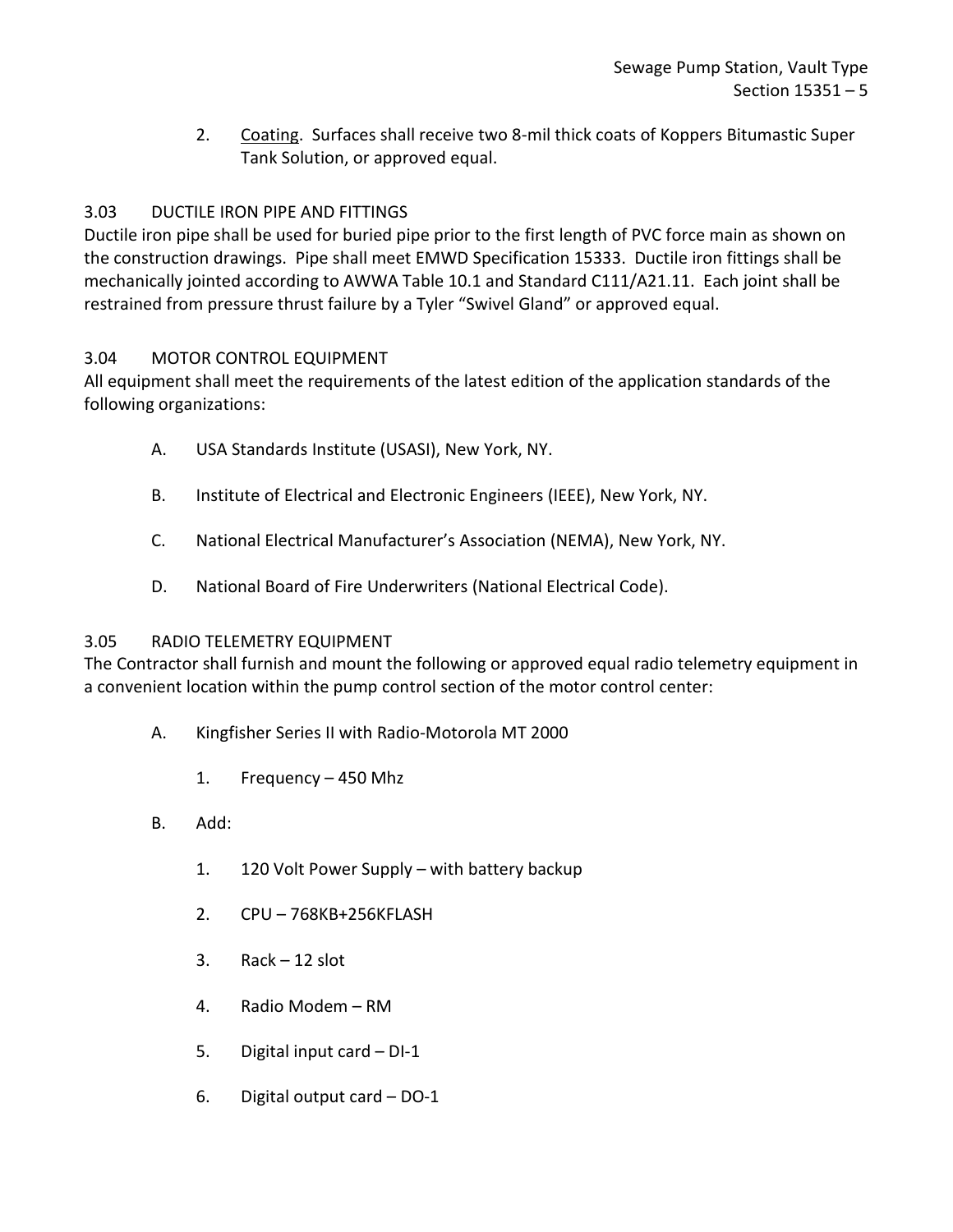2. Coating. Surfaces shall receive two 8-mil thick coats of Koppers Bitumastic Super Tank Solution, or approved equal.

### 3.03 DUCTILE IRON PIPE AND FITTINGS

Ductile iron pipe shall be used for buried pipe prior to the first length of PVC force main as shown on the construction drawings. Pipe shall meet EMWD Specification 15333. Ductile iron fittings shall be mechanically jointed according to AWWA Table 10.1 and Standard C111/A21.11. Each joint shall be restrained from pressure thrust failure by a Tyler "Swivel Gland" or approved equal.

### 3.04 MOTOR CONTROL EQUIPMENT

All equipment shall meet the requirements of the latest edition of the application standards of the following organizations:

A. USA Standards Institute (USASI), New York, NY.

B. Institute of Electrical and Electronic Engineers (IEEE), New York, NY.

C. National Electrical Manufacturer's Association (NEMA), New York, NY.

D. National Board of Fire Underwriters (National Electrical Code).

### 3.05 RADIO TELEMETRY EQUIPMENT

The Contractor shall furnish and mount the following or approved equal radio telemetry equipment in a convenient location within the pump control section of the motor control center:

A. Kingfisher Series II with Radio-Motorola MT 2000

   1. Frequency – 450 Mhz

B. Add:

   1. 120 Volt Power Supply – with battery backup

   2. CPU – 768KB+256KFLASH

   3. Rack – 12 slot

   4. Radio Modem – RM

   5. Digital input card – DI-1

   6. Digital output card – DO-1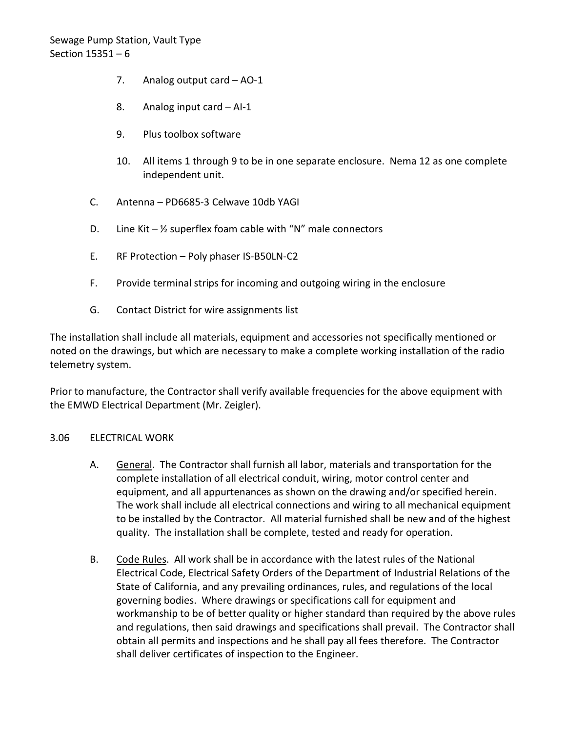7. Analog output card – AO-1

8. Analog input card – AI-1

9. Plus toolbox software

10. All items 1 through 9 to be in one separate enclosure. Nema 12 as one complete independent unit.

C. Antenna – PD6685-3 Celwave 10db YAGI

D. Line Kit – ½ superflex foam cable with "N" male connectors

E. RF Protection – Poly phaser IS-B50LN-C2

F. Provide terminal strips for incoming and outgoing wiring in the enclosure

G. Contact District for wire assignments list

The installation shall include all materials, equipment and accessories not specifically mentioned or noted on the drawings, but which are necessary to make a complete working installation of the radio telemetry system.

Prior to manufacture, the Contractor shall verify available frequencies for the above equipment with the EMWD Electrical Department (Mr. Zeigler).

## 3.06 ELECTRICAL WORK

A. General. The Contractor shall furnish all labor, materials and transportation for the complete installation of all electrical conduit, wiring, motor control center and equipment, and all appurtenances as shown on the drawing and/or specified herein. The work shall include all electrical connections and wiring to all mechanical equipment to be installed by the Contractor. All material furnished shall be new and of the highest quality. The installation shall be complete, tested and ready for operation.

B. Code Rules. All work shall be in accordance with the latest rules of the National Electrical Code, Electrical Safety Orders of the Department of Industrial Relations of the State of California, and any prevailing ordinances, rules, and regulations of the local governing bodies. Where drawings or specifications call for equipment and workmanship to be of better quality or higher standard than required by the above rules and regulations, then said drawings and specifications shall prevail. The Contractor shall obtain all permits and inspections and he shall pay all fees therefore. The Contractor shall deliver certificates of inspection to the Engineer.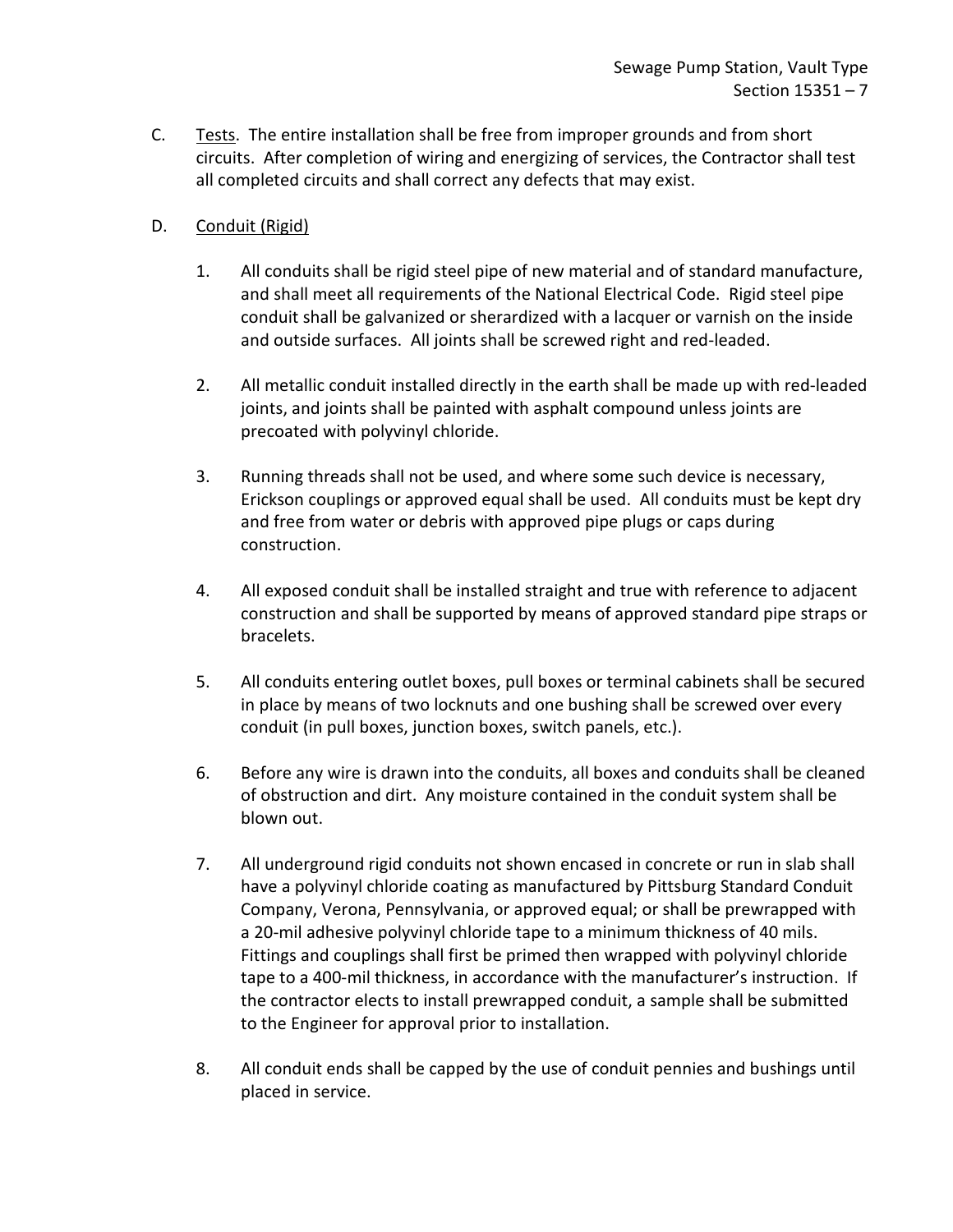C. Underlined: Tests. The entire installation shall be free from improper grounds and from short circuits. After completion of wiring and energizing of services, the Contractor shall test all completed circuits and shall correct any defects that may exist.

D. Conduit (Rigid)

1. All conduits shall be rigid steel pipe of new material and of standard manufacture, and shall meet all requirements of the National Electrical Code. Rigid steel pipe conduit shall be galvanized or sherardized with a lacquer or varnish on the inside and outside surfaces. All joints shall be screwed right and red-leaded.

2. All metallic conduit installed directly in the earth shall be made up with red-leaded joints, and joints shall be painted with asphalt compound unless joints are precoated with polyvinyl chloride.

3. Running threads shall not be used, and where some such device is necessary, Erickson couplings or approved equal shall be used. All conduits must be kept dry and free from water or debris with approved pipe plugs or caps during construction.

4. All exposed conduit shall be installed straight and true with reference to adjacent construction and shall be supported by means of approved standard pipe straps or bracelets.

5. All conduits entering outlet boxes, pull boxes or terminal cabinets shall be secured in place by means of two locknuts and one bushing shall be screwed over every conduit (in pull boxes, junction boxes, switch panels, etc.).

6. Before any wire is drawn into the conduits, all boxes and conduits shall be cleaned of obstruction and dirt. Any moisture contained in the conduit system shall be blown out.

7. All underground rigid conduits not shown encased in concrete or run in slab shall have a polyvinyl chloride coating as manufactured by Pittsburg Standard Conduit Company, Verona, Pennsylvania, or approved equal; or shall be prewrapped with a 20-mil adhesive polyvinyl chloride tape to a minimum thickness of 40 mils. Fittings and couplings shall first be primed then wrapped with polyvinyl chloride tape to a 400-mil thickness, in accordance with the manufacturer's instruction. If the contractor elects to install prewrapped conduit, a sample shall be submitted to the Engineer for approval prior to installation.

8. All conduit ends shall be capped by the use of conduit pennies and bushings until placed in service.

C. Tests. The entire installation shall be free from improper grounds and from short circuits. After completion of wiring and energizing of services, the Contractor shall test all completed circuits and shall correct any defects that may exist.

D. Conduit (Rigid)

1. All conduits shall be rigid steel pipe of new material and of standard manufacture, and shall meet all requirements of the National Electrical Code. Rigid steel pipe conduit shall be galvanized or sherardized with a lacquer or varnish on the inside and outside surfaces. All joints shall be screwed right and red-leaded.

2. All metallic conduit installed directly in the earth shall be made up with red-leaded joints, and joints shall be painted with asphalt compound unless joints are precoated with polyvinyl chloride.

3. Running threads shall not be used, and where some such device is necessary, Erickson couplings or approved equal shall be used. All conduits must be kept dry and free from water or debris with approved pipe plugs or caps during construction.

4. All exposed conduit shall be installed straight and true with reference to adjacent construction and shall be supported by means of approved standard pipe straps or bracelets.

5. All conduits entering outlet boxes, pull boxes or terminal cabinets shall be secured in place by means of two locknuts and one bushing shall be screwed over every conduit (in pull boxes, junction boxes, switch panels, etc.).

6. Before any wire is drawn into the conduits, all boxes and conduits shall be cleaned of obstruction and dirt. Any moisture contained in the conduit system shall be blown out.

7. All underground rigid conduits not shown encased in concrete or run in slab shall have a polyvinyl chloride coating as manufactured by Pittsburg Standard Conduit Company, Verona, Pennsylvania, or approved equal; or shall be prewrapped with a 20-mil adhesive polyvinyl chloride tape to a minimum thickness of 40 mils. Fittings and couplings shall first be primed then wrapped with polyvinyl chloride tape to a 400-mil thickness, in accordance with the manufacturer's instruction. If the contractor elects to install prewrapped conduit, a sample shall be submitted to the Engineer for approval prior to installation.

8. All conduit ends shall be capped by the use of conduit pennies and bushings until placed in service.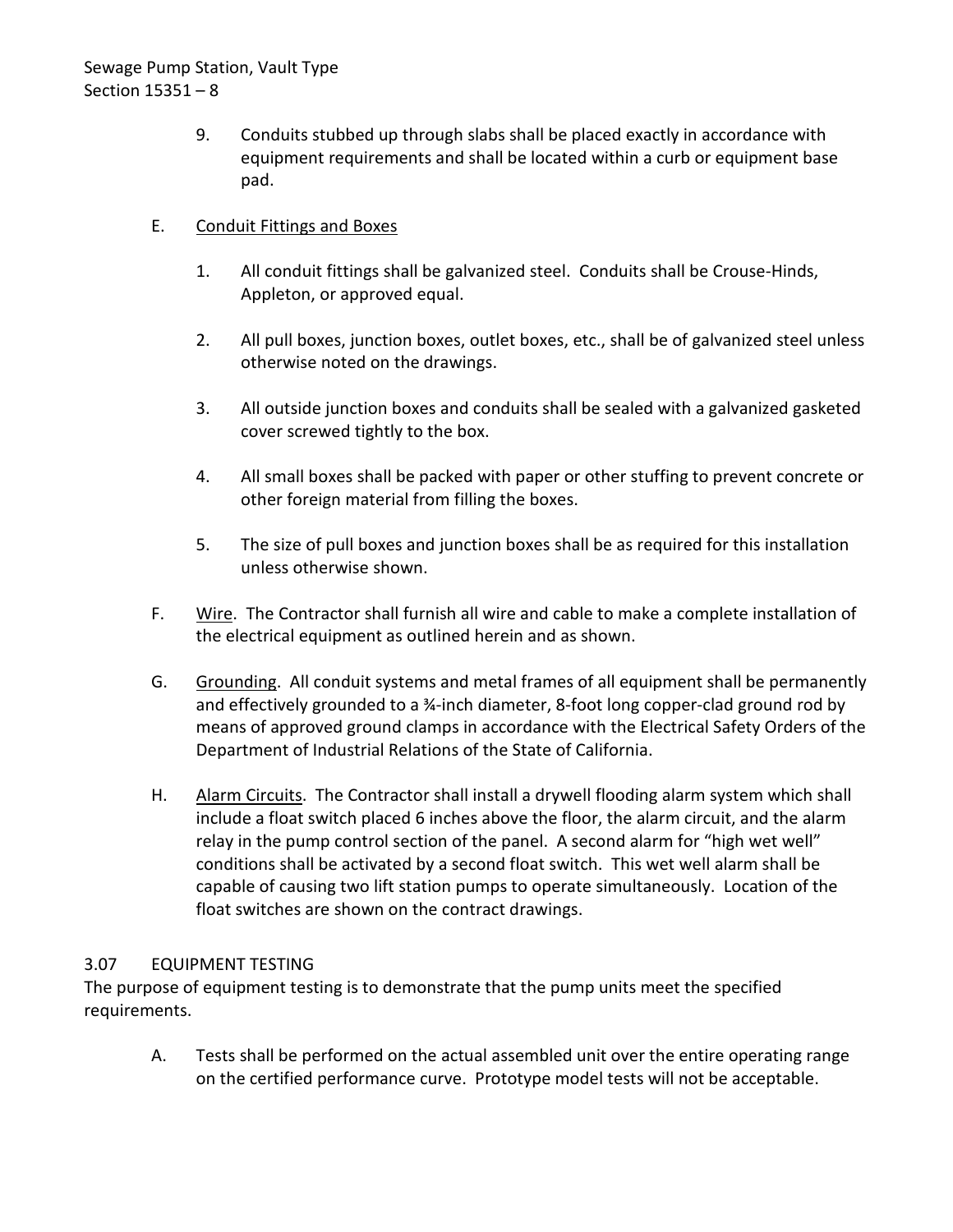9. Conduits stubbed up through slabs shall be placed exactly in accordance with equipment requirements and shall be located within a curb or equipment base pad.

E. Conduit Fittings and Boxes

1. All conduit fittings shall be galvanized steel. Conduits shall be Crouse-Hinds, Appleton, or approved equal.

2. All pull boxes, junction boxes, outlet boxes, etc., shall be of galvanized steel unless otherwise noted on the drawings.

3. All outside junction boxes and conduits shall be sealed with a galvanized gasketed cover screwed tightly to the box.

4. All small boxes shall be packed with paper or other stuffing to prevent concrete or other foreign material from filling the boxes.

5. The size of pull boxes and junction boxes shall be as required for this installation unless otherwise shown.

F. Wire. The Contractor shall furnish all wire and cable to make a complete installation of the electrical equipment as outlined herein and as shown.

G. Grounding. All conduit systems and metal frames of all equipment shall be permanently and effectively grounded to a ¾-inch diameter, 8-foot long copper-clad ground rod by means of approved ground clamps in accordance with the Electrical Safety Orders of the Department of Industrial Relations of the State of California.

H. Alarm Circuits. The Contractor shall install a drywell flooding alarm system which shall include a float switch placed 6 inches above the floor, the alarm circuit, and the alarm relay in the pump control section of the panel. A second alarm for "high wet well" conditions shall be activated by a second float switch. This wet well alarm shall be capable of causing two lift station pumps to operate simultaneously. Location of the float switches are shown on the contract drawings.

## 3.07 EQUIPMENT TESTING

The purpose of equipment testing is to demonstrate that the pump units meet the specified requirements.

A. Tests shall be performed on the actual assembled unit over the entire operating range on the certified performance curve. Prototype model tests will not be acceptable.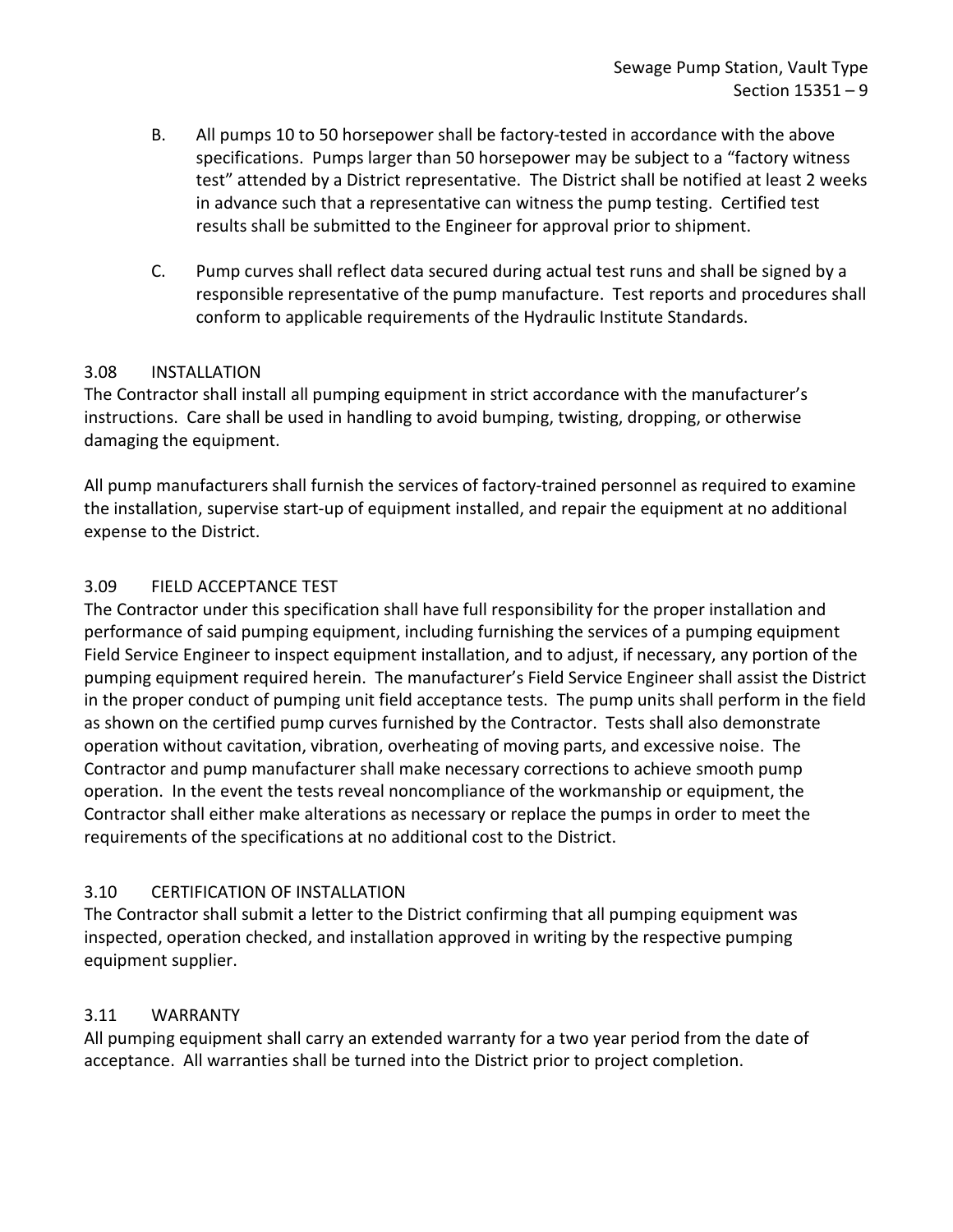B. All pumps 10 to 50 horsepower shall be factory-tested in accordance with the above specifications. Pumps larger than 50 horsepower may be subject to a "factory witness test" attended by a District representative. The District shall be notified at least 2 weeks in advance such that a representative can witness the pump testing. Certified test results shall be submitted to the Engineer for approval prior to shipment.

C. Pump curves shall reflect data secured during actual test runs and shall be signed by a responsible representative of the pump manufacture. Test reports and procedures shall conform to applicable requirements of the Hydraulic Institute Standards.

## 3.08 INSTALLATION

The Contractor shall install all pumping equipment in strict accordance with the manufacturer's instructions. Care shall be used in handling to avoid bumping, twisting, dropping, or otherwise damaging the equipment.

All pump manufacturers shall furnish the services of factory-trained personnel as required to examine the installation, supervise start-up of equipment installed, and repair the equipment at no additional expense to the District.

## 3.09 FIELD ACCEPTANCE TEST

The Contractor under this specification shall have full responsibility for the proper installation and performance of said pumping equipment, including furnishing the services of a pumping equipment Field Service Engineer to inspect equipment installation, and to adjust, if necessary, any portion of the pumping equipment required herein. The manufacturer's Field Service Engineer shall assist the District in the proper conduct of pumping unit field acceptance tests. The pump units shall perform in the field as shown on the certified pump curves furnished by the Contractor. Tests shall also demonstrate operation without cavitation, vibration, overheating of moving parts, and excessive noise. The Contractor and pump manufacturer shall make necessary corrections to achieve smooth pump operation. In the event the tests reveal noncompliance of the workmanship or equipment, the Contractor shall either make alterations as necessary or replace the pumps in order to meet the requirements of the specifications at no additional cost to the District.

## 3.10 CERTIFICATION OF INSTALLATION

The Contractor shall submit a letter to the District confirming that all pumping equipment was inspected, operation checked, and installation approved in writing by the respective pumping equipment supplier.

## 3.11 WARRANTY

All pumping equipment shall carry an extended warranty for a two year period from the date of acceptance. All warranties shall be turned into the District prior to project completion.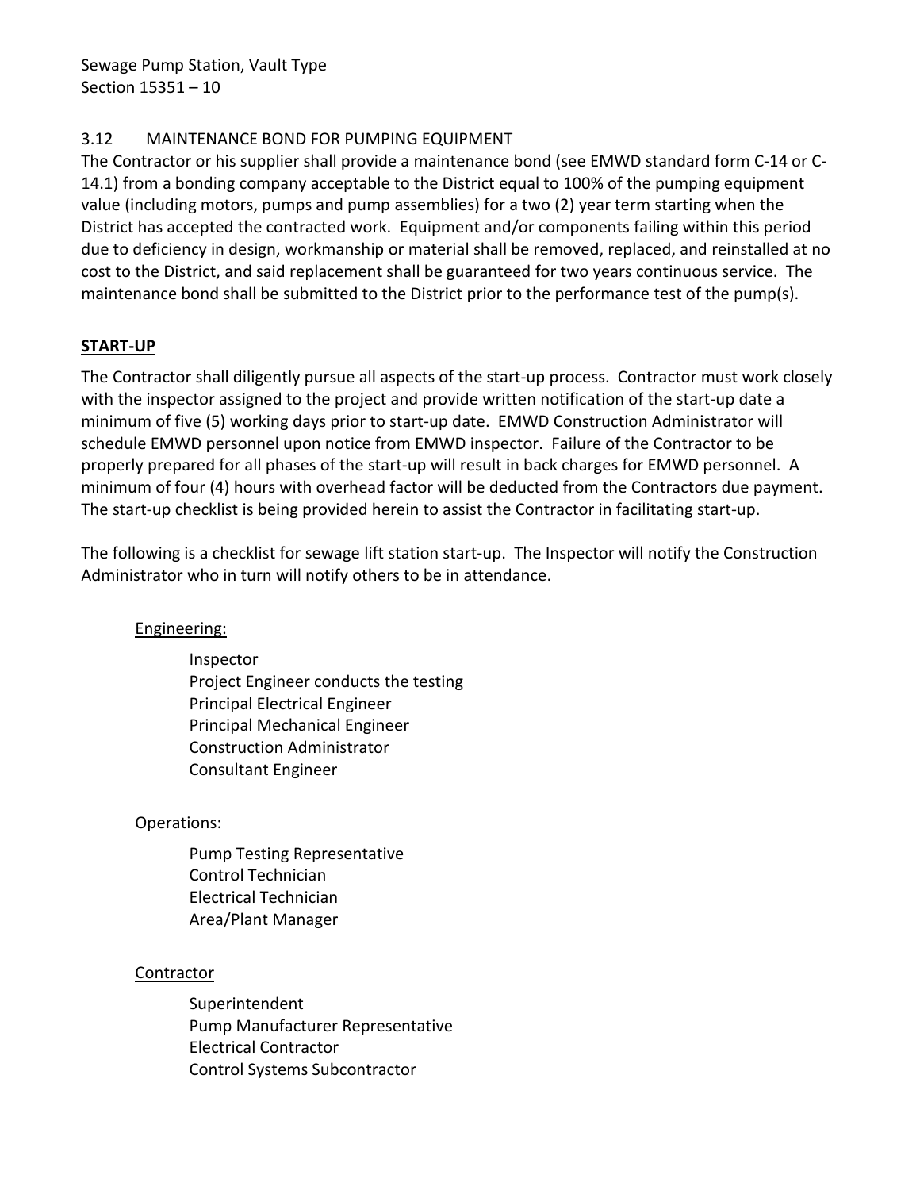### 3.12 MAINTENANCE BOND FOR PUMPING EQUIPMENT

The Contractor or his supplier shall provide a maintenance bond (see EMWD standard form C-14 or C-14.1) from a bonding company acceptable to the District equal to 100% of the pumping equipment value (including motors, pumps and pump assemblies) for a two (2) year term starting when the District has accepted the contracted work. Equipment and/or components failing within this period due to deficiency in design, workmanship or material shall be removed, replaced, and reinstalled at no cost to the District, and said replacement shall be guaranteed for two years continuous service. The maintenance bond shall be submitted to the District prior to the performance test of the pump(s).

**START-UP**

The Contractor shall diligently pursue all aspects of the start-up process. Contractor must work closely with the inspector assigned to the project and provide written notification of the start-up date a minimum of five (5) working days prior to start-up date. EMWD Construction Administrator will schedule EMWD personnel upon notice from EMWD inspector. Failure of the Contractor to be properly prepared for all phases of the start-up will result in back charges for EMWD personnel. A minimum of four (4) hours with overhead factor will be deducted from the Contractors due payment. The start-up checklist is being provided herein to assist the Contractor in facilitating start-up.

The following is a checklist for sewage lift station start-up. The Inspector will notify the Construction Administrator who in turn will notify others to be in attendance.

Engineering:

- Inspector
- Project Engineer conducts the testing
- Principal Electrical Engineer
- Principal Mechanical Engineer
- Construction Administrator
- Consultant Engineer

Operations:

- Pump Testing Representative
- Control Technician
- Electrical Technician
- Area/Plant Manager

Contractor

- Superintendent
- Pump Manufacturer Representative
- Electrical Contractor
- Control Systems Subcontractor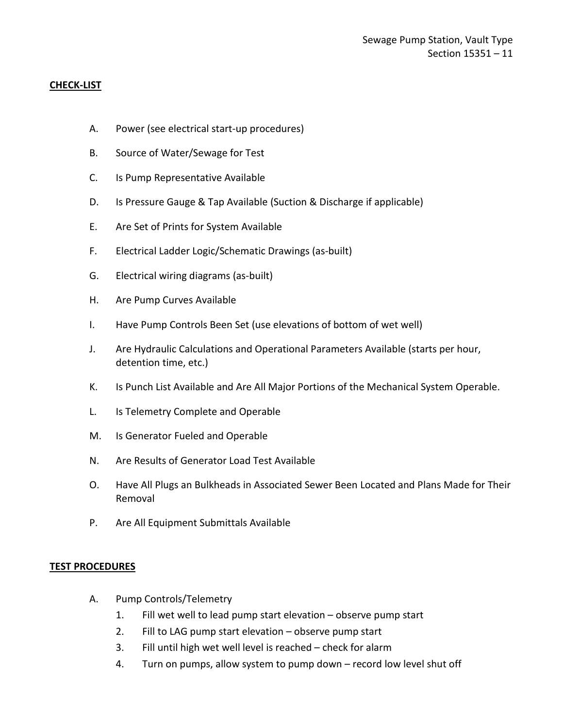**CHECK-LIST**

A. Power (see electrical start-up procedures)

B. Source of Water/Sewage for Test

C. Is Pump Representative Available

D. Is Pressure Gauge & Tap Available (Suction & Discharge if applicable)

E. Are Set of Prints for System Available

F. Electrical Ladder Logic/Schematic Drawings (as-built)

G. Electrical wiring diagrams (as-built)

H. Are Pump Curves Available

I. Have Pump Controls Been Set (use elevations of bottom of wet well)

J. Are Hydraulic Calculations and Operational Parameters Available (starts per hour, detention time, etc.)

K. Is Punch List Available and Are All Major Portions of the Mechanical System Operable.

L. Is Telemetry Complete and Operable

M. Is Generator Fueled and Operable

N. Are Results of Generator Load Test Available

O. Have All Plugs an Bulkheads in Associated Sewer Been Located and Plans Made for Their Removal

P. Are All Equipment Submittals Available

**TEST PROCEDURES**

A. Pump Controls/Telemetry
   1. Fill wet well to lead pump start elevation – observe pump start
   2. Fill to LAG pump start elevation – observe pump start
   3. Fill until high wet well level is reached – check for alarm
   4. Turn on pumps, allow system to pump down – record low level shut off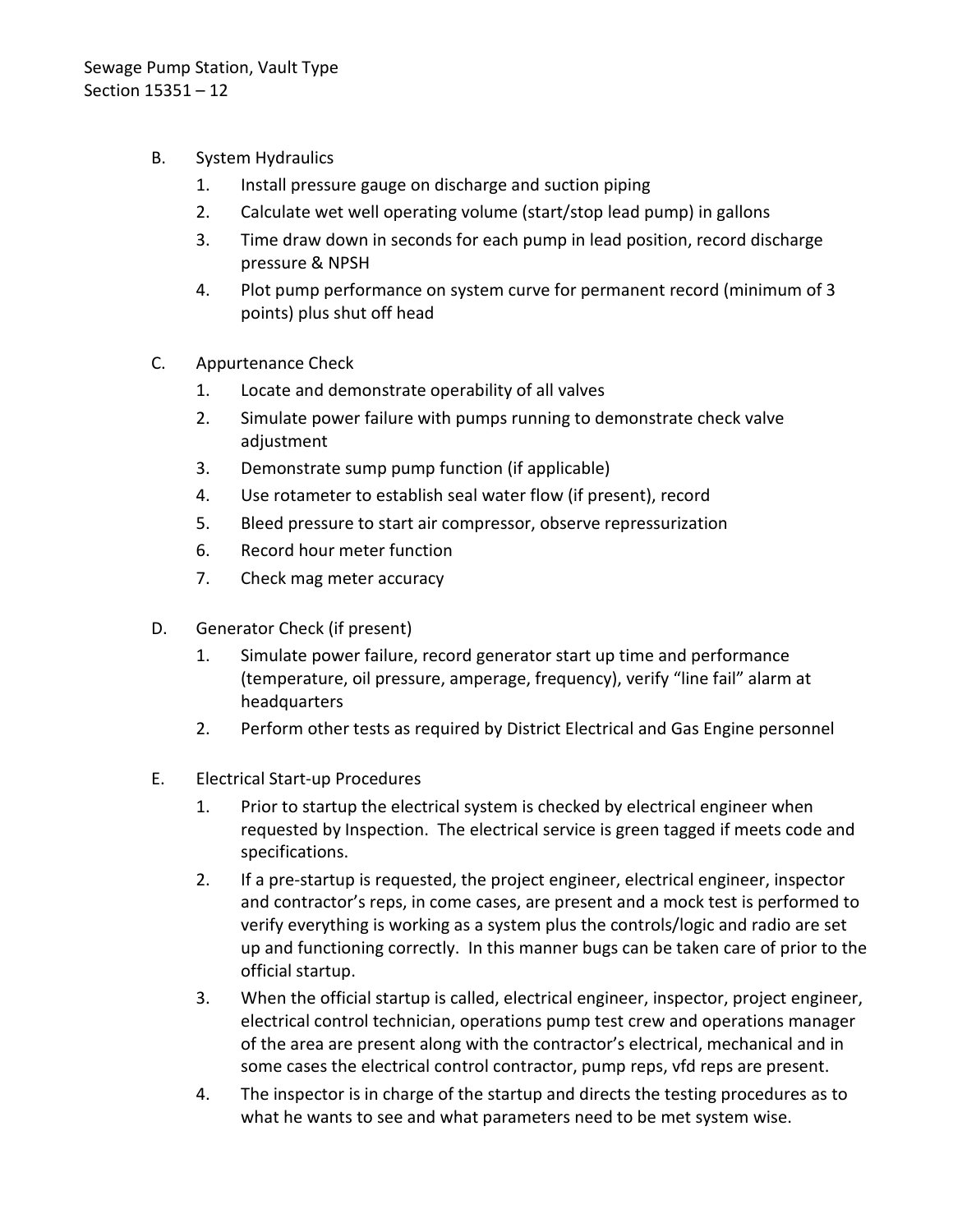B. System Hydraulics
   1. Install pressure gauge on discharge and suction piping
   2. Calculate wet well operating volume (start/stop lead pump) in gallons
   3. Time draw down in seconds for each pump in lead position, record discharge pressure & NPSH
   4. Plot pump performance on system curve for permanent record (minimum of 3 points) plus shut off head

C. Appurtenance Check
   1. Locate and demonstrate operability of all valves
   2. Simulate power failure with pumps running to demonstrate check valve adjustment
   3. Demonstrate sump pump function (if applicable)
   4. Use rotameter to establish seal water flow (if present), record
   5. Bleed pressure to start air compressor, observe repressurization
   6. Record hour meter function
   7. Check mag meter accuracy

D. Generator Check (if present)
   1. Simulate power failure, record generator start up time and performance (temperature, oil pressure, amperage, frequency), verify "line fail" alarm at headquarters
   2. Perform other tests as required by District Electrical and Gas Engine personnel

E. Electrical Start-up Procedures
   1. Prior to startup the electrical system is checked by electrical engineer when requested by Inspection. The electrical service is green tagged if meets code and specifications.
   2. If a pre-startup is requested, the project engineer, electrical engineer, inspector and contractor's reps, in come cases, are present and a mock test is performed to verify everything is working as a system plus the controls/logic and radio are set up and functioning correctly. In this manner bugs can be taken care of prior to the official startup.
   3. When the official startup is called, electrical engineer, inspector, project engineer, electrical control technician, operations pump test crew and operations manager of the area are present along with the contractor's electrical, mechanical and in some cases the electrical control contractor, pump reps, vfd reps are present.
   4. The inspector is in charge of the startup and directs the testing procedures as to what he wants to see and what parameters need to be met system wise.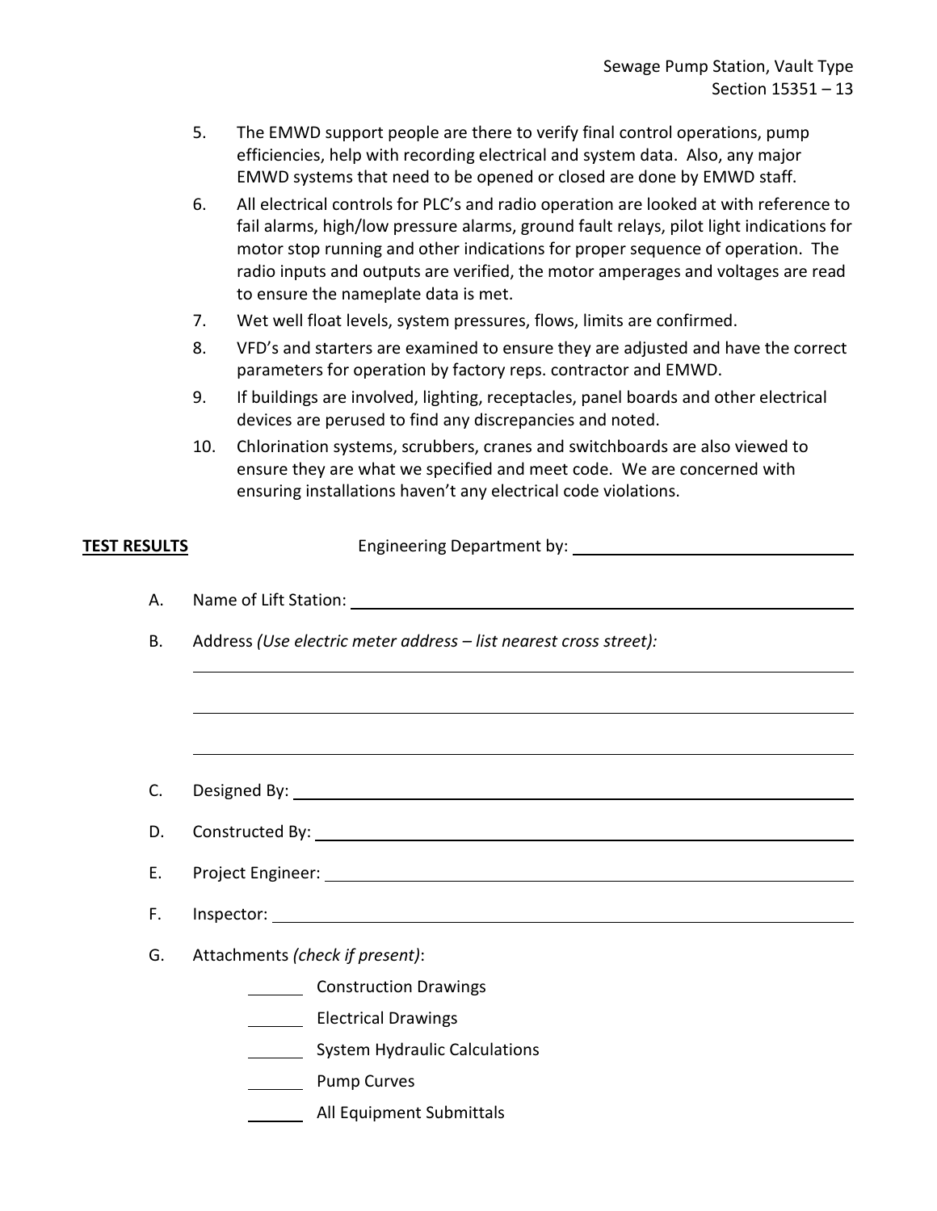5. The EMWD support people are there to verify final control operations, pump efficiencies, help with recording electrical and system data. Also, any major EMWD systems that need to be opened or closed are done by EMWD staff.
6. All electrical controls for PLC's and radio operation are looked at with reference to fail alarms, high/low pressure alarms, ground fault relays, pilot light indications for motor stop running and other indications for proper sequence of operation. The radio inputs and outputs are verified, the motor amperages and voltages are read to ensure the nameplate data is met.
7. Wet well float levels, system pressures, flows, limits are confirmed.
8. VFD's and starters are examined to ensure they are adjusted and have the correct parameters for operation by factory reps. contractor and EMWD.
9. If buildings are involved, lighting, receptacles, panel boards and other electrical devices are perused to find any discrepancies and noted.
10. Chlorination systems, scrubbers, cranes and switchboards are also viewed to ensure they are what we specified and meet code. We are concerned with ensuring installations haven't any electrical code violations.

**TEST RESULTS** Engineering Department by: ______________________________

A. Name of Lift Station: ______________________________________________

B. Address *(Use electric meter address – list nearest cross street):*

______________________________________________

______________________________________________

______________________________________________

C. Designed By: ______________________________________________

D. Constructed By: ______________________________________________

E. Project Engineer: ______________________________________________

F. Inspector: ______________________________________________

G. Attachments *(check if present)*:

- ______ Construction Drawings
- ______ Electrical Drawings
- ______ System Hydraulic Calculations
- ______ Pump Curves
- ______ All Equipment Submittals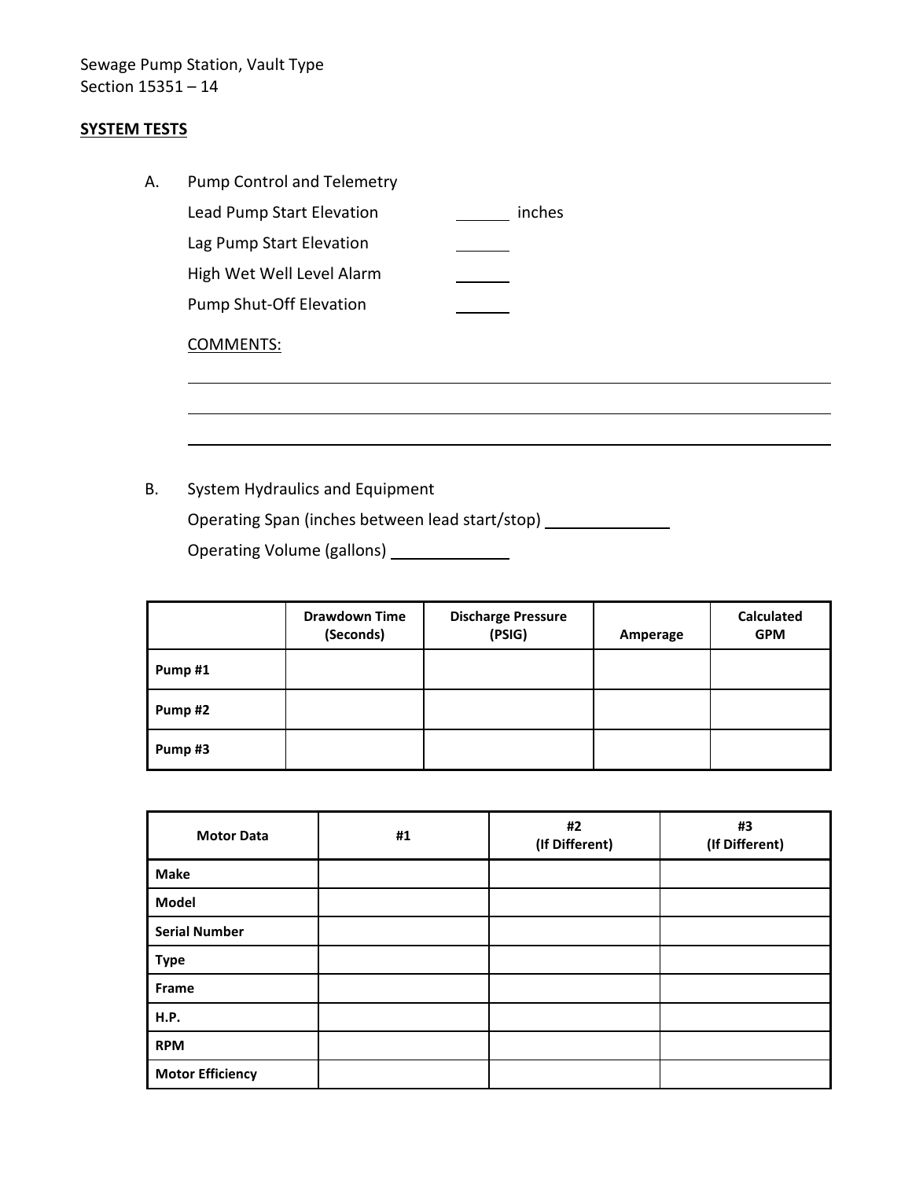Sewage Pump Station, Vault Type
Section 15351 – 14

**SYSTEM TESTS**

A. Pump Control and Telemetry

Lead Pump Start Elevation ______ inches

Lag Pump Start Elevation ______

High Wet Well Level Alarm ______

Pump Shut-Off Elevation ______

COMMENTS:

______________________________________________________________________

______________________________________________________________________

______________________________________________________________________

B. System Hydraulics and Equipment

Operating Span (inches between lead start/stop) ______________

Operating Volume (gallons) _____________

| | Drawdown Time (Seconds) | Discharge Pressure (PSIG) | Amperage | Calculated GPM |
|---|---|---|---|---|
| **Pump #1** | | | | |
| **Pump #2** | | | | |
| **Pump #3** | | | | |

| Motor Data | #1 | #2 (If Different) | #3 (If Different) |
|---|---|---|---|
| **Make** | | | |
| **Model** | | | |
| **Serial Number** | | | |
| **Type** | | | |
| **Frame** | | | |
| **H.P.** | | | |
| **RPM** | | | |
| **Motor Efficiency** | | | |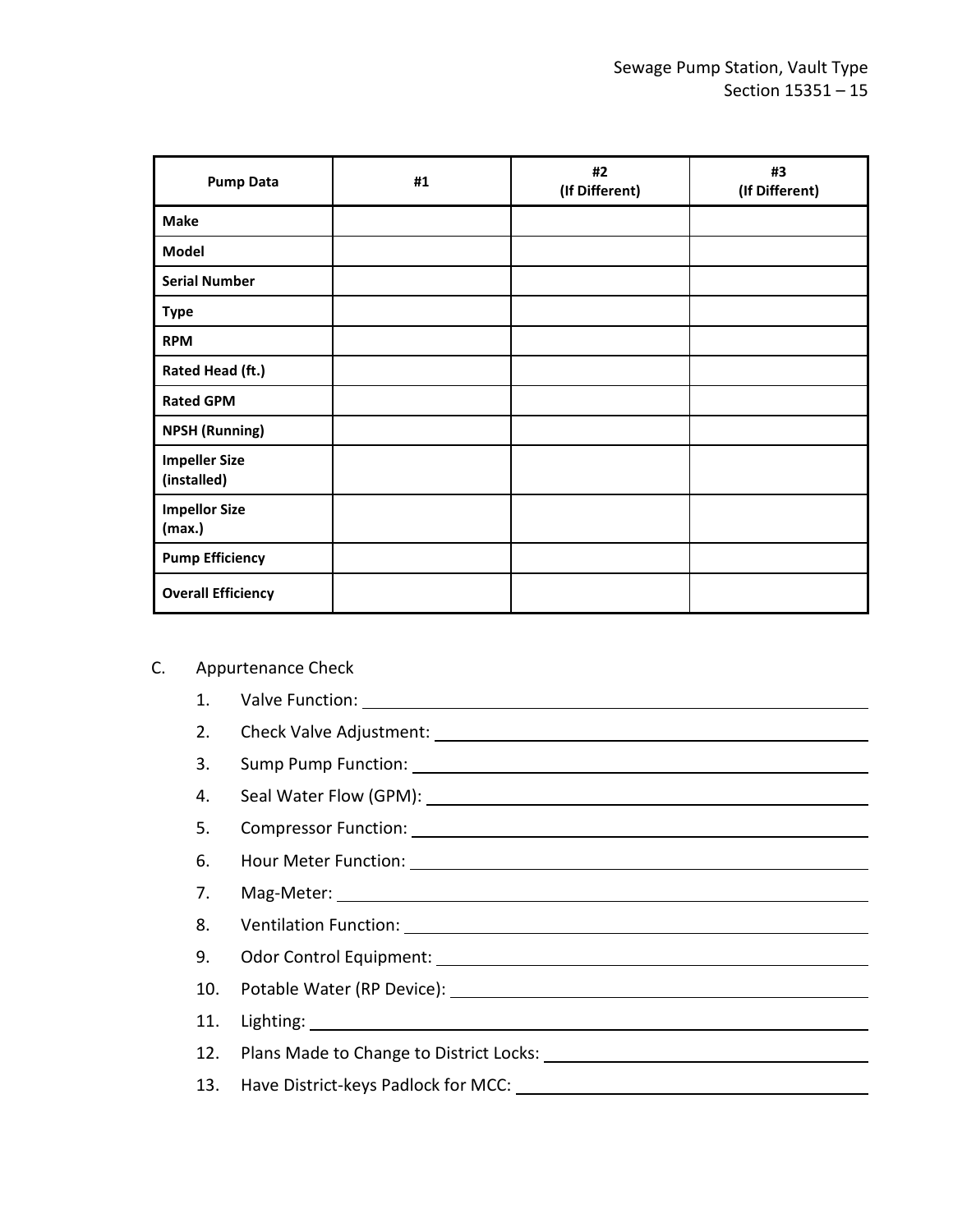| Pump Data | #1 | #2 (If Different) | #3 (If Different) |
|---|---|---|---|
| Make | | | |
| Model | | | |
| Serial Number | | | |
| Type | | | |
| RPM | | | |
| Rated Head (ft.) | | | |
| Rated GPM | | | |
| NPSH (Running) | | | |
| Impeller Size (installed) | | | |
| Impellor Size (max.) | | | |
| Pump Efficiency | | | |
| Overall Efficiency | | | |

C. Appurtenance Check

1. Valve Function: ______________________________
2. Check Valve Adjustment: ______________________________
3. Sump Pump Function: ______________________________
4. Seal Water Flow (GPM): ______________________________
5. Compressor Function: ______________________________
6. Hour Meter Function: ______________________________
7. Mag-Meter: ______________________________
8. Ventilation Function: ______________________________
9. Odor Control Equipment: ______________________________
10. Potable Water (RP Device): ______________________________
11. Lighting: ______________________________
12. Plans Made to Change to District Locks: ______________________________
13. Have District-keys Padlock for MCC: ______________________________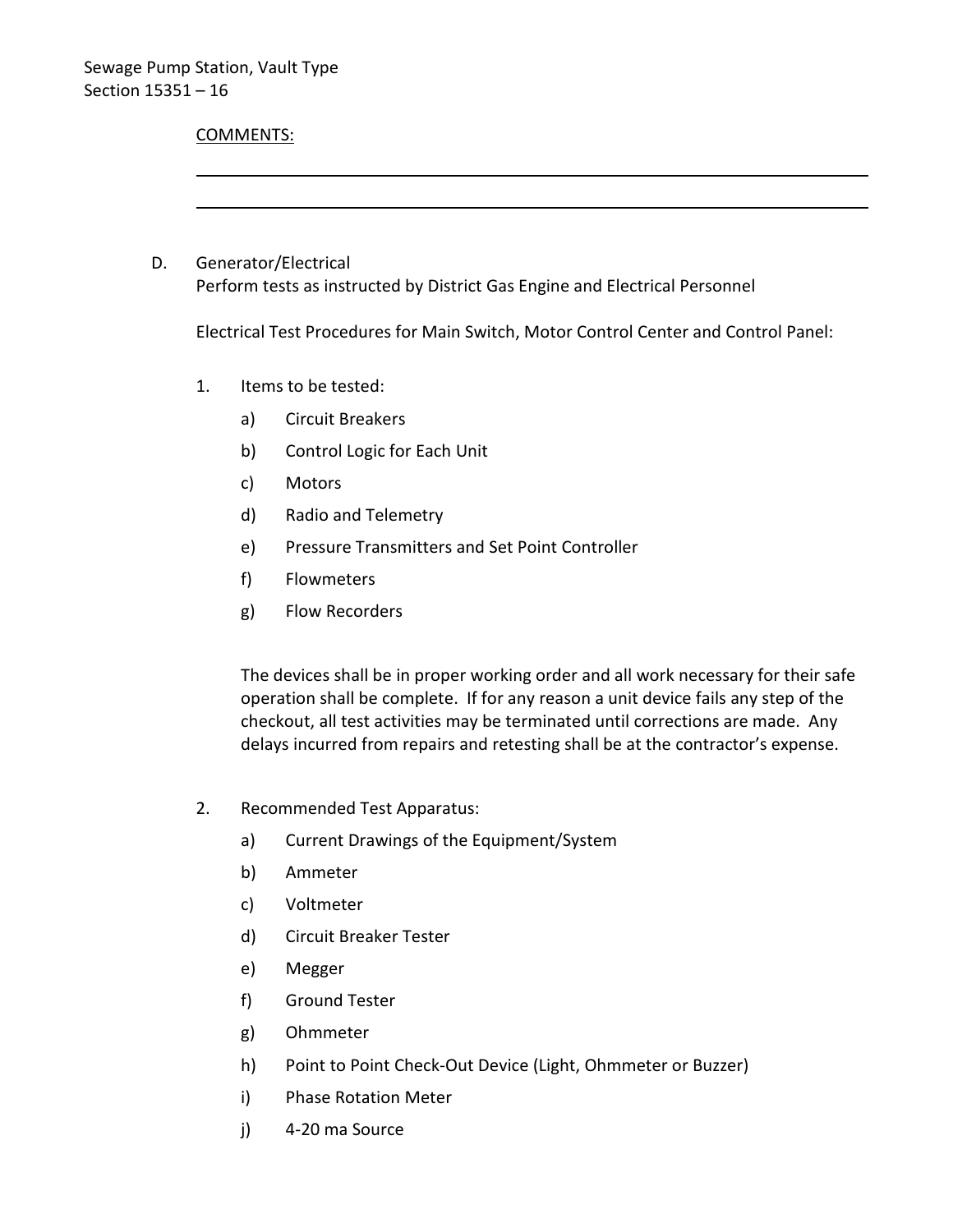COMMENTS:

______________________________________________________________________

______________________________________________________________________

D. Generator/Electrical
Perform tests as instructed by District Gas Engine and Electrical Personnel

Electrical Test Procedures for Main Switch, Motor Control Center and Control Panel:

1. Items to be tested:
   a) Circuit Breakers
   b) Control Logic for Each Unit
   c) Motors
   d) Radio and Telemetry
   e) Pressure Transmitters and Set Point Controller
   f) Flowmeters
   g) Flow Recorders

   The devices shall be in proper working order and all work necessary for their safe operation shall be complete. If for any reason a unit device fails any step of the checkout, all test activities may be terminated until corrections are made. Any delays incurred from repairs and retesting shall be at the contractor's expense.

2. Recommended Test Apparatus:
   a) Current Drawings of the Equipment/System
   b) Ammeter
   c) Voltmeter
   d) Circuit Breaker Tester
   e) Megger
   f) Ground Tester
   g) Ohmmeter
   h) Point to Point Check-Out Device (Light, Ohmmeter or Buzzer)
   i) Phase Rotation Meter
   j) 4-20 ma Source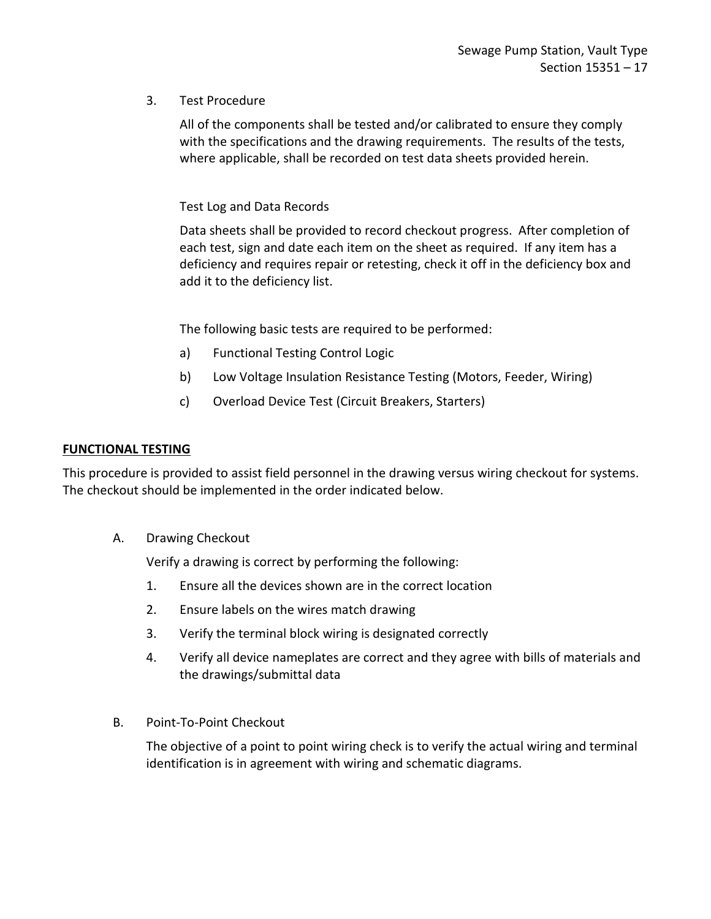3. Test Procedure

   All of the components shall be tested and/or calibrated to ensure they comply with the specifications and the drawing requirements. The results of the tests, where applicable, shall be recorded on test data sheets provided herein.

   Test Log and Data Records

   Data sheets shall be provided to record checkout progress. After completion of each test, sign and date each item on the sheet as required. If any item has a deficiency and requires repair or retesting, check it off in the deficiency box and add it to the deficiency list.

   The following basic tests are required to be performed:

   a) Functional Testing Control Logic
   b) Low Voltage Insulation Resistance Testing (Motors, Feeder, Wiring)
   c) Overload Device Test (Circuit Breakers, Starters)

**FUNCTIONAL TESTING**

This procedure is provided to assist field personnel in the drawing versus wiring checkout for systems. The checkout should be implemented in the order indicated below.

A. Drawing Checkout

   Verify a drawing is correct by performing the following:

   1. Ensure all the devices shown are in the correct location
   2. Ensure labels on the wires match drawing
   3. Verify the terminal block wiring is designated correctly
   4. Verify all device nameplates are correct and they agree with bills of materials and the drawings/submittal data

B. Point-To-Point Checkout

   The objective of a point to point wiring check is to verify the actual wiring and terminal identification is in agreement with wiring and schematic diagrams.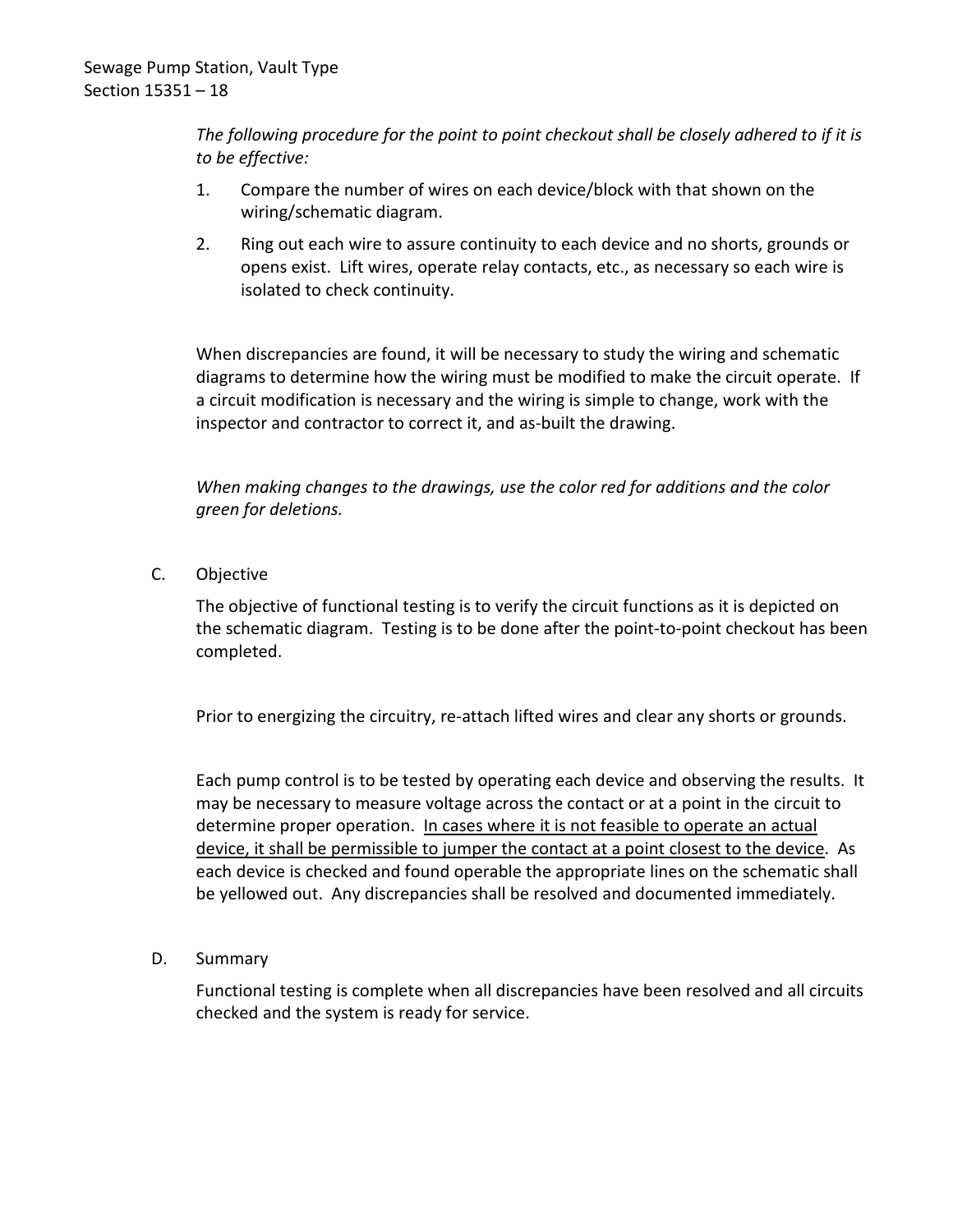*The following procedure for the point to point checkout shall be closely adhered to if it is to be effective:*

1. Compare the number of wires on each device/block with that shown on the wiring/schematic diagram.
2. Ring out each wire to assure continuity to each device and no shorts, grounds or opens exist. Lift wires, operate relay contacts, etc., as necessary so each wire is isolated to check continuity.

When discrepancies are found, it will be necessary to study the wiring and schematic diagrams to determine how the wiring must be modified to make the circuit operate. If a circuit modification is necessary and the wiring is simple to change, work with the inspector and contractor to correct it, and as-built the drawing.

*When making changes to the drawings, use the color red for additions and the color green for deletions.*

C. Objective

The objective of functional testing is to verify the circuit functions as it is depicted on the schematic diagram. Testing is to be done after the point-to-point checkout has been completed.

Prior to energizing the circuitry, re-attach lifted wires and clear any shorts or grounds.

Each pump control is to be tested by operating each device and observing the results. It may be necessary to measure voltage across the contact or at a point in the circuit to determine proper operation. <u>In cases where it is not feasible to operate an actual device, it shall be permissible to jumper the contact at a point closest to the device</u>. As each device is checked and found operable the appropriate lines on the schematic shall be yellowed out. Any discrepancies shall be resolved and documented immediately.

D. Summary

Functional testing is complete when all discrepancies have been resolved and all circuits checked and the system is ready for service.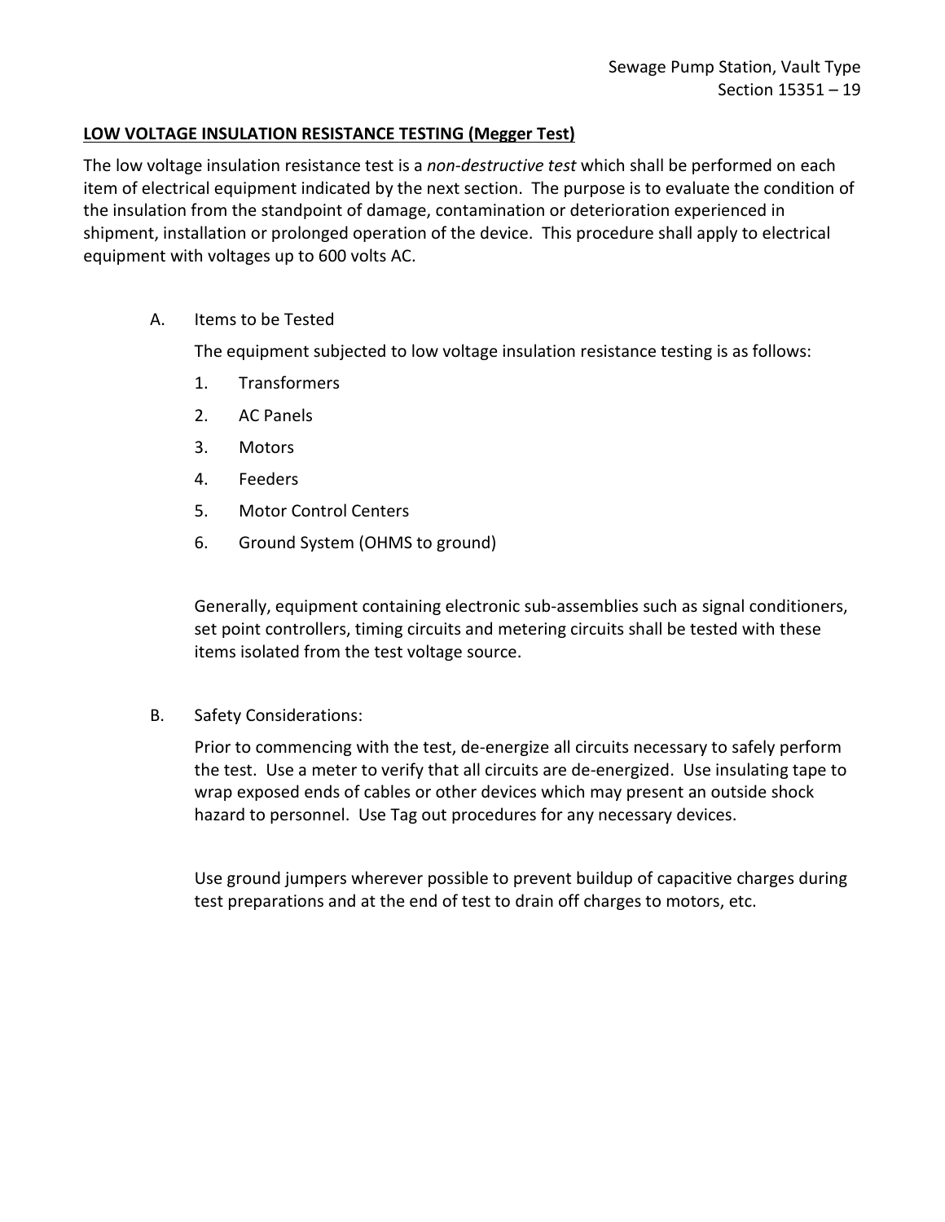**LOW VOLTAGE INSULATION RESISTANCE TESTING (Megger Test)**

The low voltage insulation resistance test is a *non-destructive test* which shall be performed on each item of electrical equipment indicated by the next section. The purpose is to evaluate the condition of the insulation from the standpoint of damage, contamination or deterioration experienced in shipment, installation or prolonged operation of the device. This procedure shall apply to electrical equipment with voltages up to 600 volts AC.

A. Items to be Tested

The equipment subjected to low voltage insulation resistance testing is as follows:

1. Transformers
2. AC Panels
3. Motors
4. Feeders
5. Motor Control Centers
6. Ground System (OHMS to ground)

Generally, equipment containing electronic sub-assemblies such as signal conditioners, set point controllers, timing circuits and metering circuits shall be tested with these items isolated from the test voltage source.

B. Safety Considerations:

Prior to commencing with the test, de-energize all circuits necessary to safely perform the test. Use a meter to verify that all circuits are de-energized. Use insulating tape to wrap exposed ends of cables or other devices which may present an outside shock hazard to personnel. Use Tag out procedures for any necessary devices.

Use ground jumpers wherever possible to prevent buildup of capacitive charges during test preparations and at the end of test to drain off charges to motors, etc.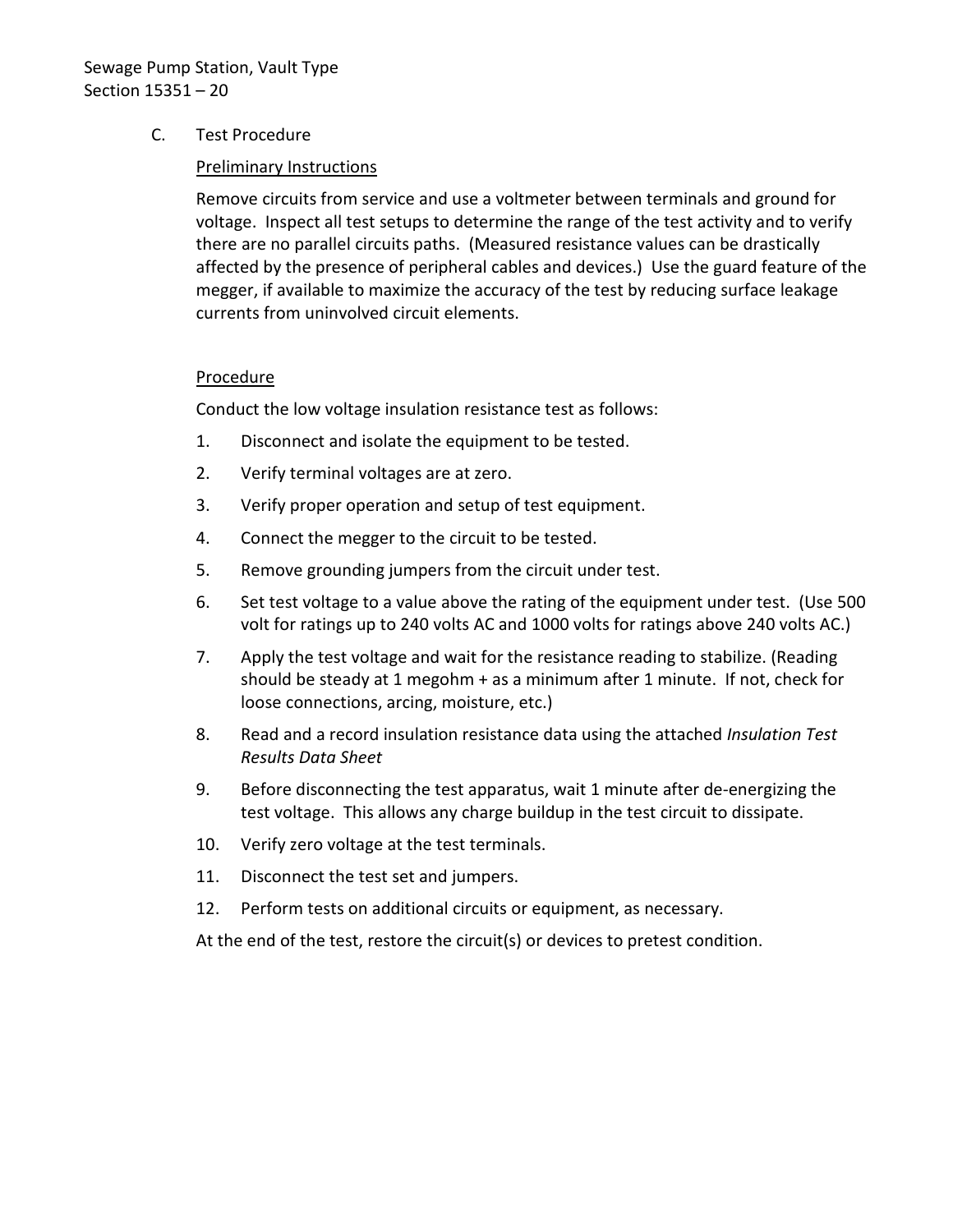C. Test Procedure

Preliminary Instructions

Remove circuits from service and use a voltmeter between terminals and ground for voltage. Inspect all test setups to determine the range of the test activity and to verify there are no parallel circuits paths. (Measured resistance values can be drastically affected by the presence of peripheral cables and devices.) Use the guard feature of the megger, if available to maximize the accuracy of the test by reducing surface leakage currents from uninvolved circuit elements.

Procedure

Conduct the low voltage insulation resistance test as follows:

1. Disconnect and isolate the equipment to be tested.
2. Verify terminal voltages are at zero.
3. Verify proper operation and setup of test equipment.
4. Connect the megger to the circuit to be tested.
5. Remove grounding jumpers from the circuit under test.
6. Set test voltage to a value above the rating of the equipment under test. (Use 500 volt for ratings up to 240 volts AC and 1000 volts for ratings above 240 volts AC.)
7. Apply the test voltage and wait for the resistance reading to stabilize. (Reading should be steady at 1 megohm + as a minimum after 1 minute. If not, check for loose connections, arcing, moisture, etc.)
8. Read and a record insulation resistance data using the attached *Insulation Test Results Data Sheet*
9. Before disconnecting the test apparatus, wait 1 minute after de-energizing the test voltage. This allows any charge buildup in the test circuit to dissipate.
10. Verify zero voltage at the test terminals.
11. Disconnect the test set and jumpers.
12. Perform tests on additional circuits or equipment, as necessary.

At the end of the test, restore the circuit(s) or devices to pretest condition.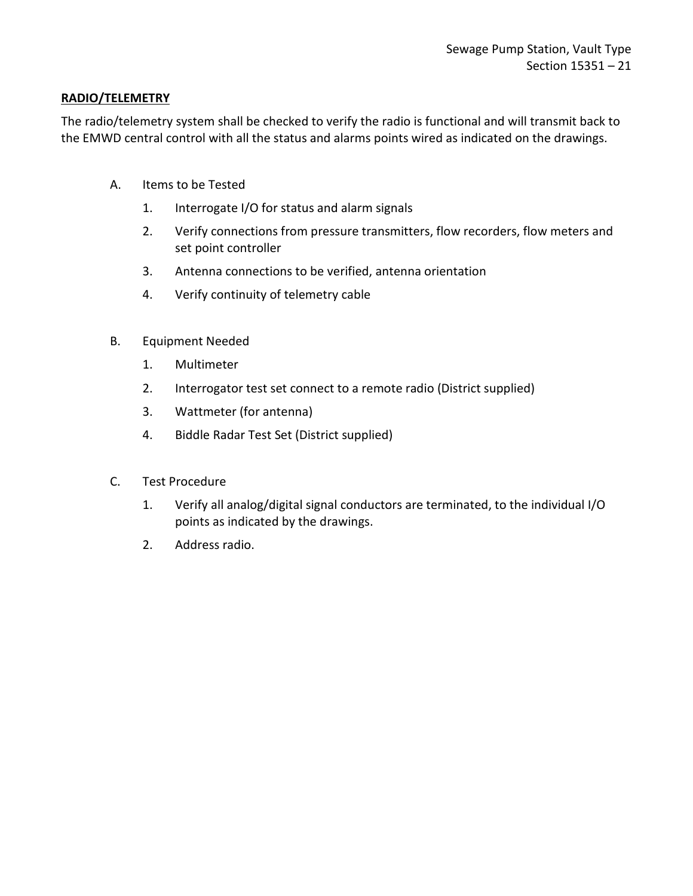**RADIO/TELEMETRY**

The radio/telemetry system shall be checked to verify the radio is functional and will transmit back to the EMWD central control with all the status and alarms points wired as indicated on the drawings.

A. Items to be Tested

1. Interrogate I/O for status and alarm signals
2. Verify connections from pressure transmitters, flow recorders, flow meters and set point controller
3. Antenna connections to be verified, antenna orientation
4. Verify continuity of telemetry cable

B. Equipment Needed

1. Multimeter
2. Interrogator test set connect to a remote radio (District supplied)
3. Wattmeter (for antenna)
4. Biddle Radar Test Set (District supplied)

C. Test Procedure

1. Verify all analog/digital signal conductors are terminated, to the individual I/O points as indicated by the drawings.
2. Address radio.